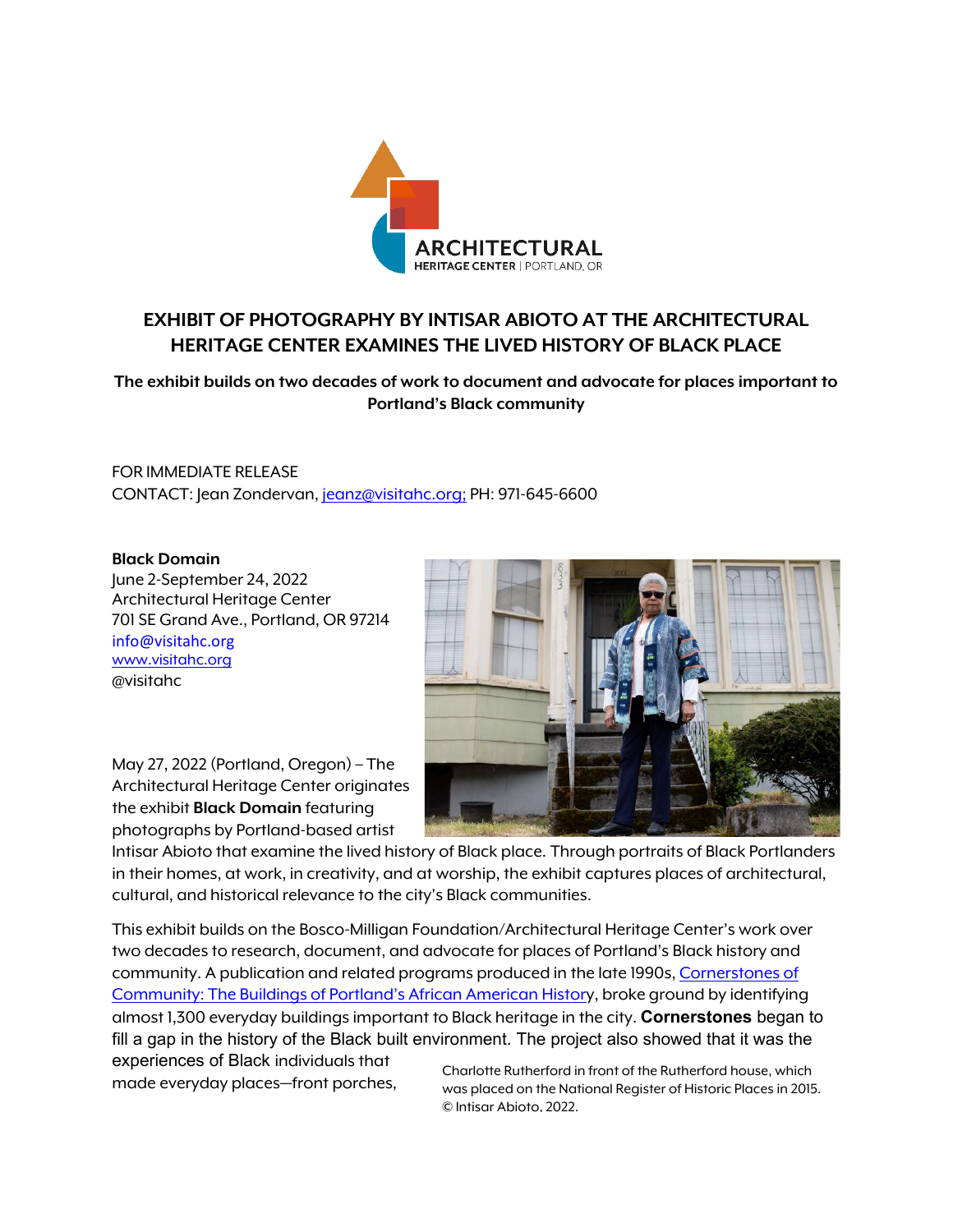# EXHIBIT OF PHOTOGRAPHY BY INTISAR ABIOTO AT THE ARCHITECTURAL HERITAGE CENTER EXAMINES THE LIVED HISTORY OF BLACK PLACE

**The exhibit builds on two decades of work to document and advocate for places important to Portland's Black community**

FOR IMMEDIATE RELEASE
CONTACT: Jean Zondervan, [jeanz@visitahc.org;](mailto:jeanz@visitahc.org) PH: 971-645-6600

**Black Domain**
June 2-September 24, 2022
Architectural Heritage Center
701 SE Grand Ave., Portland, OR 97214
info@visitahc.org
www.visitahc.org
@visitahc

May 27, 2022 (Portland, Oregon) – The Architectural Heritage Center originates the exhibit **Black Domain** featuring photographs by Portland-based artist Intisar Abioto that examine the lived history of Black place. Through portraits of Black Portlanders in their homes, at work, in creativity, and at worship, the exhibit captures places of architectural, cultural, and historical relevance to the city's Black communities.

Charlotte Rutherford in front of the Rutherford house, which was placed on the National Register of Historic Places in 2015. © Intisar Abioto, 2022.

This exhibit builds on the Bosco-Milligan Foundation/Architectural Heritage Center's work over two decades to research, document, and advocate for places of Portland's Black history and community. A publication and related programs produced in the late 1990s, Cornerstones of Community: The Buildings of Portland's African American History, broke ground by identifying almost 1,300 everyday buildings important to Black heritage in the city. **Cornerstones** began to fill a gap in the history of the Black built environment. The project also showed that it was the experiences of Black individuals that made everyday places—front porches,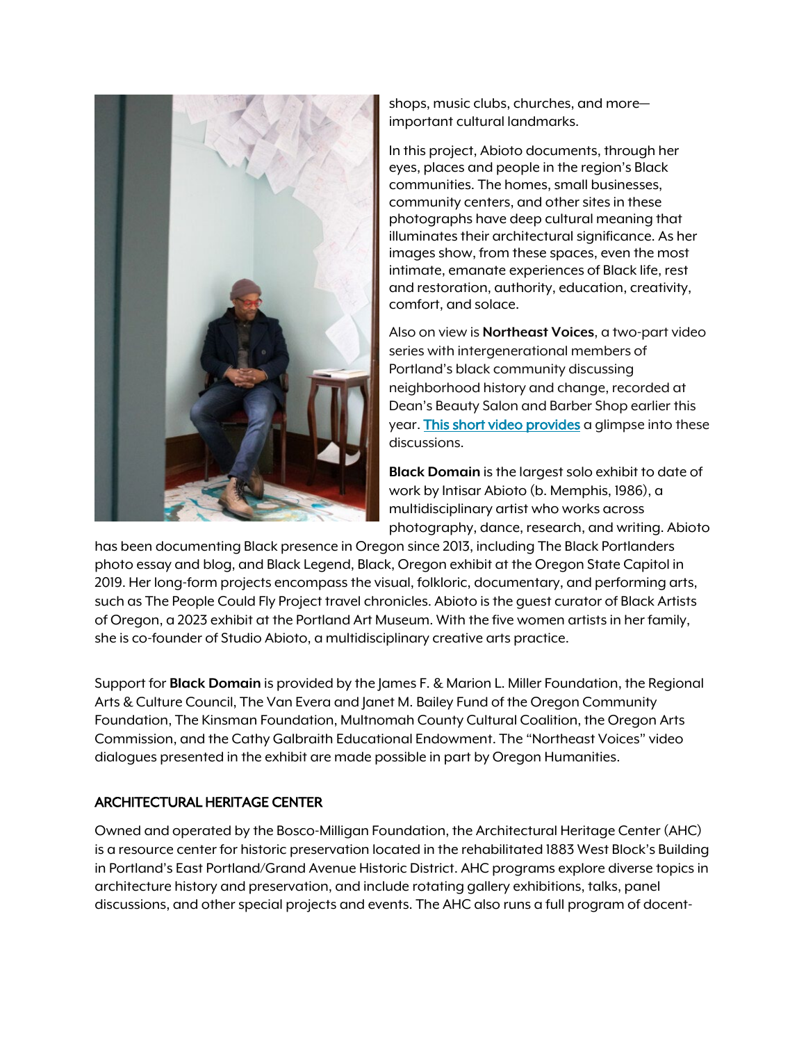shops, music clubs, churches, and more—important cultural landmarks.

In this project, Abioto documents, through her eyes, places and people in the region's Black communities. The homes, small businesses, community centers, and other sites in these photographs have deep cultural meaning that illuminates their architectural significance. As her images show, from these spaces, even the most intimate, emanate experiences of Black life, rest and restoration, authority, education, creativity, comfort, and solace.

Also on view is **Northeast Voices**, a two-part video series with intergenerational members of Portland's black community discussing neighborhood history and change, recorded at Dean's Beauty Salon and Barber Shop earlier this year. [This short video provides] a glimpse into these discussions.

**Black Domain** is the largest solo exhibit to date of work by Intisar Abioto (b. Memphis, 1986), a multidisciplinary artist who works across photography, dance, research, and writing. Abioto has been documenting Black presence in Oregon since 2013, including The Black Portlanders photo essay and blog, and Black Legend, Black, Oregon exhibit at the Oregon State Capitol in 2019. Her long-form projects encompass the visual, folkloric, documentary, and performing arts, such as The People Could Fly Project travel chronicles. Abioto is the guest curator of Black Artists of Oregon, a 2023 exhibit at the Portland Art Museum. With the five women artists in her family, she is co-founder of Studio Abioto, a multidisciplinary creative arts practice.

Support for **Black Domain** is provided by the James F. & Marion L. Miller Foundation, the Regional Arts & Culture Council, The Van Evera and Janet M. Bailey Fund of the Oregon Community Foundation, The Kinsman Foundation, Multnomah County Cultural Coalition, the Oregon Arts Commission, and the Cathy Galbraith Educational Endowment. The "Northeast Voices" video dialogues presented in the exhibit are made possible in part by Oregon Humanities.

## ARCHITECTURAL HERITAGE CENTER

Owned and operated by the Bosco-Milligan Foundation, the Architectural Heritage Center (AHC) is a resource center for historic preservation located in the rehabilitated 1883 West Block's Building in Portland's East Portland/Grand Avenue Historic District. AHC programs explore diverse topics in architecture history and preservation, and include rotating gallery exhibitions, talks, panel discussions, and other special projects and events. The AHC also runs a full program of docent-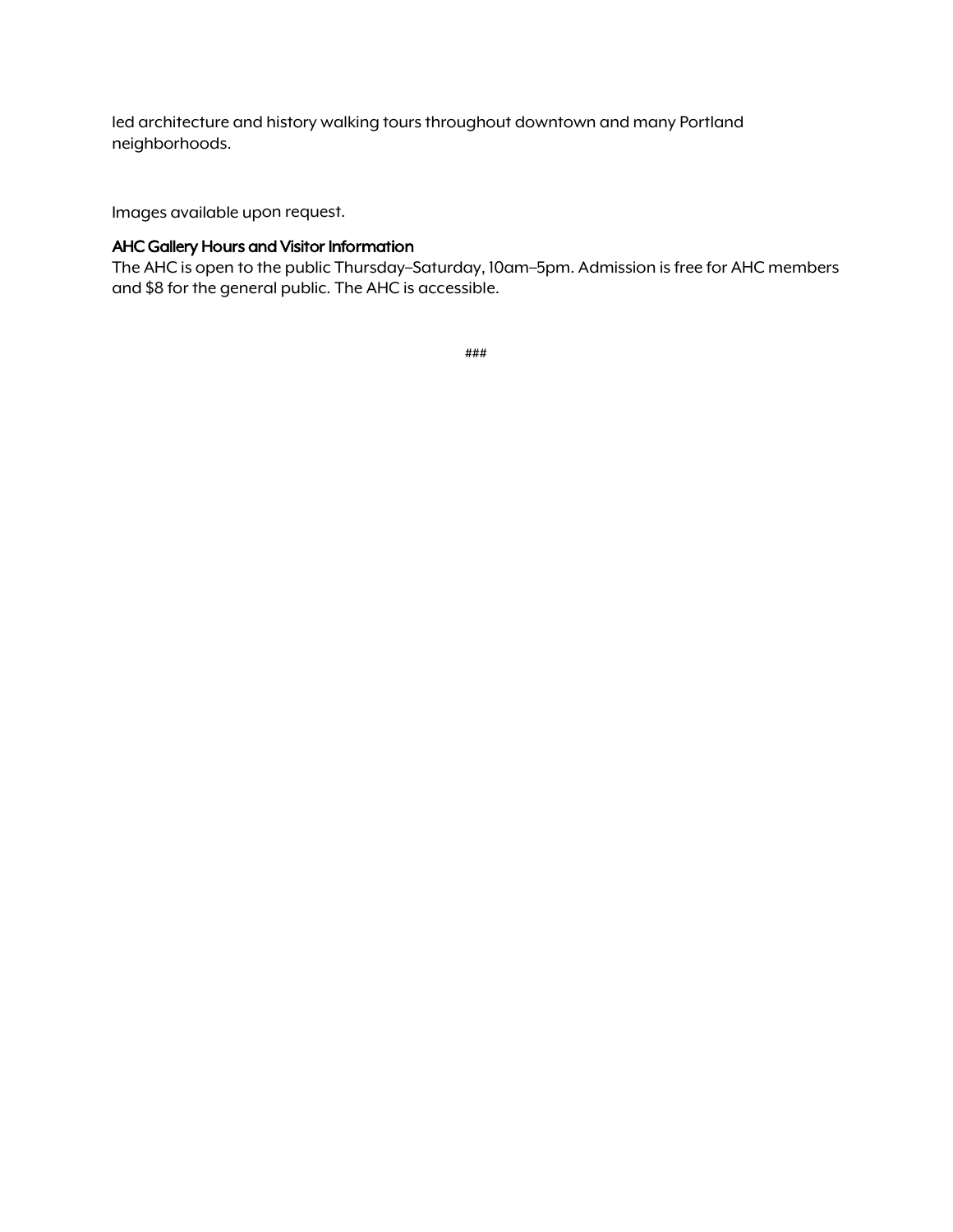led architecture and history walking tours throughout downtown and many Portland neighborhoods.

Images available upon request.

**AHC Gallery Hours and Visitor Information**

The AHC is open to the public Thursday–Saturday, 10am–5pm. Admission is free for AHC members and $8 for the general public. The AHC is accessible.

###